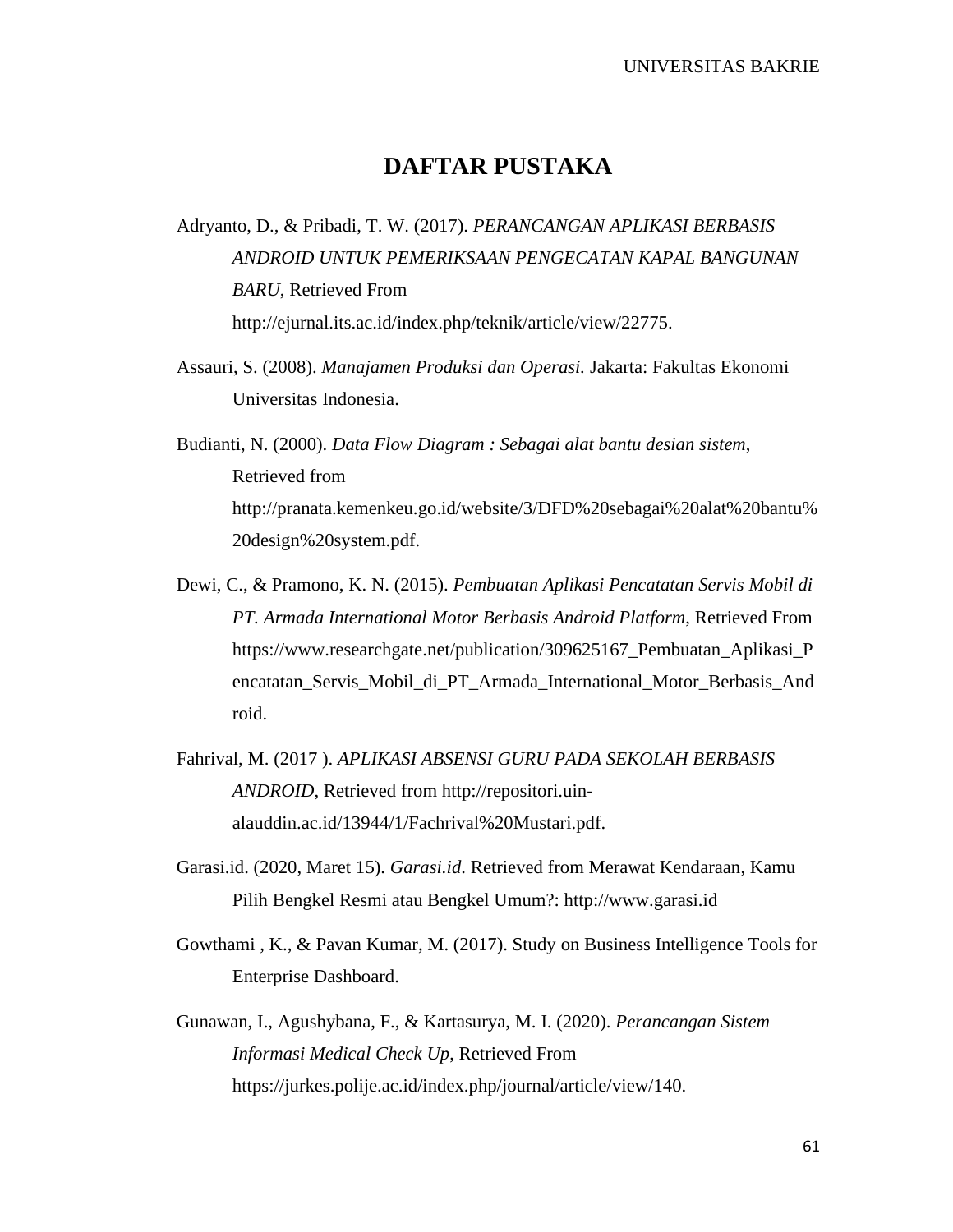# DAFTAR PUSTAKA

Adryanto, D., & Pribadi, T. W. (2017). *PERANCANGAN APLIKASI BERBASIS ANDROID UNTUK PEMERIKSAAN PENGECATAN KAPAL BANGUNAN BARU*, Retrieved From http://ejurnal.its.ac.id/index.php/teknik/article/view/22775.

Assauri, S. (2008). *Manajamen Produksi dan Operasi.* Jakarta: Fakultas Ekonomi Universitas Indonesia.

Budianti, N. (2000). *Data Flow Diagram : Sebagai alat bantu desian sistem*, Retrieved from http://pranata.kemenkeu.go.id/website/3/DFD%20sebagai%20alat%20bantu%20design%20system.pdf.

Dewi, C., & Pramono, K. N. (2015). *Pembuatan Aplikasi Pencatatan Servis Mobil di PT. Armada International Motor Berbasis Android Platform*, Retrieved From https://www.researchgate.net/publication/309625167_Pembuatan_Aplikasi_Pencatatan_Servis_Mobil_di_PT_Armada_International_Motor_Berbasis_Android.

Fahrival, M. (2017 ). *APLIKASI ABSENSI GURU PADA SEKOLAH BERBASIS ANDROID*, Retrieved from http://repositori.uin-alauddin.ac.id/13944/1/Fachrival%20Mustari.pdf.

Garasi.id. (2020, Maret 15). *Garasi.id.* Retrieved from Merawat Kendaraan, Kamu Pilih Bengkel Resmi atau Bengkel Umum?: http://www.garasi.id

Gowthami , K., & Pavan Kumar, M. (2017). Study on Business Intelligence Tools for Enterprise Dashboard.

Gunawan, I., Agushybana, F., & Kartasurya, M. I. (2020). *Perancangan Sistem Informasi Medical Check Up*, Retrieved From https://jurkes.polije.ac.id/index.php/journal/article/view/140.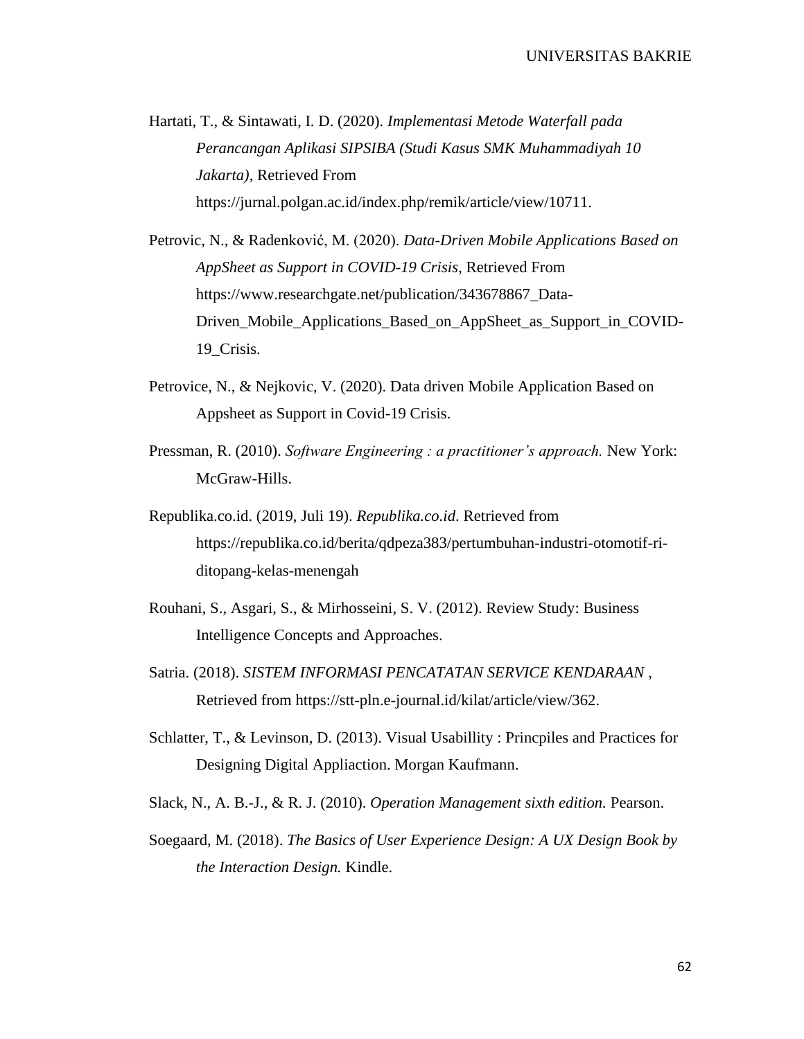Hartati, T., & Sintawati, I. D. (2020). *Implementasi Metode Waterfall pada Perancangan Aplikasi SIPSIBA (Studi Kasus SMK Muhammadiyah 10 Jakarta)*, Retrieved From https://jurnal.polgan.ac.id/index.php/remik/article/view/10711.

Petrovic, N., & Radenković, M. (2020). *Data-Driven Mobile Applications Based on AppSheet as Support in COVID-19 Crisis*, Retrieved From https://www.researchgate.net/publication/343678867_Data-Driven_Mobile_Applications_Based_on_AppSheet_as_Support_in_COVID-19_Crisis.

Petrovice, N., & Nejkovic, V. (2020). Data driven Mobile Application Based on Appsheet as Support in Covid-19 Crisis.

Pressman, R. (2010). *Software Engineering : a practitioner's approach.* New York: McGraw-Hills.

Republika.co.id. (2019, Juli 19). *Republika.co.id*. Retrieved from https://republika.co.id/berita/qdpeza383/pertumbuhan-industri-otomotif-ri-ditopang-kelas-menengah

Rouhani, S., Asgari, S., & Mirhosseini, S. V. (2012). Review Study: Business Intelligence Concepts and Approaches.

Satria. (2018). *SISTEM INFORMASI PENCATATAN SERVICE KENDARAAN* , Retrieved from https://stt-pln.e-journal.id/kilat/article/view/362.

Schlatter, T., & Levinson, D. (2013). Visual Usabillity : Princpiles and Practices for Designing Digital Appliaction. Morgan Kaufmann.

Slack, N., A. B.-J., & R. J. (2010). *Operation Management sixth edition.* Pearson.

Soegaard, M. (2018). *The Basics of User Experience Design: A UX Design Book by the Interaction Design.* Kindle.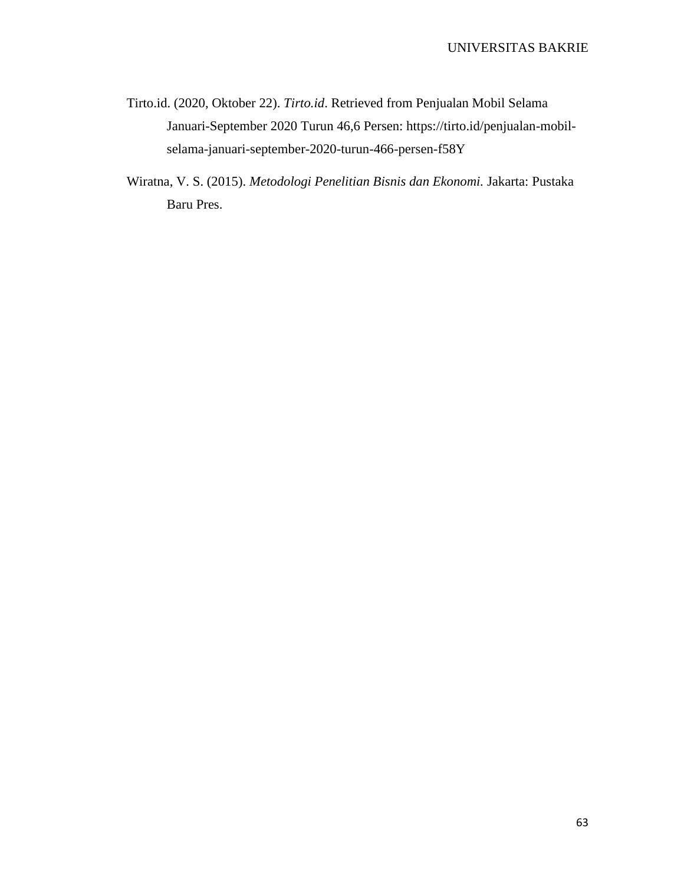Tirto.id. (2020, Oktober 22). *Tirto.id*. Retrieved from Penjualan Mobil Selama Januari-September 2020 Turun 46,6 Persen: https://tirto.id/penjualan-mobil-selama-januari-september-2020-turun-466-persen-f58Y

Wiratna, V. S. (2015). *Metodologi Penelitian Bisnis dan Ekonomi.* Jakarta: Pustaka Baru Pres.